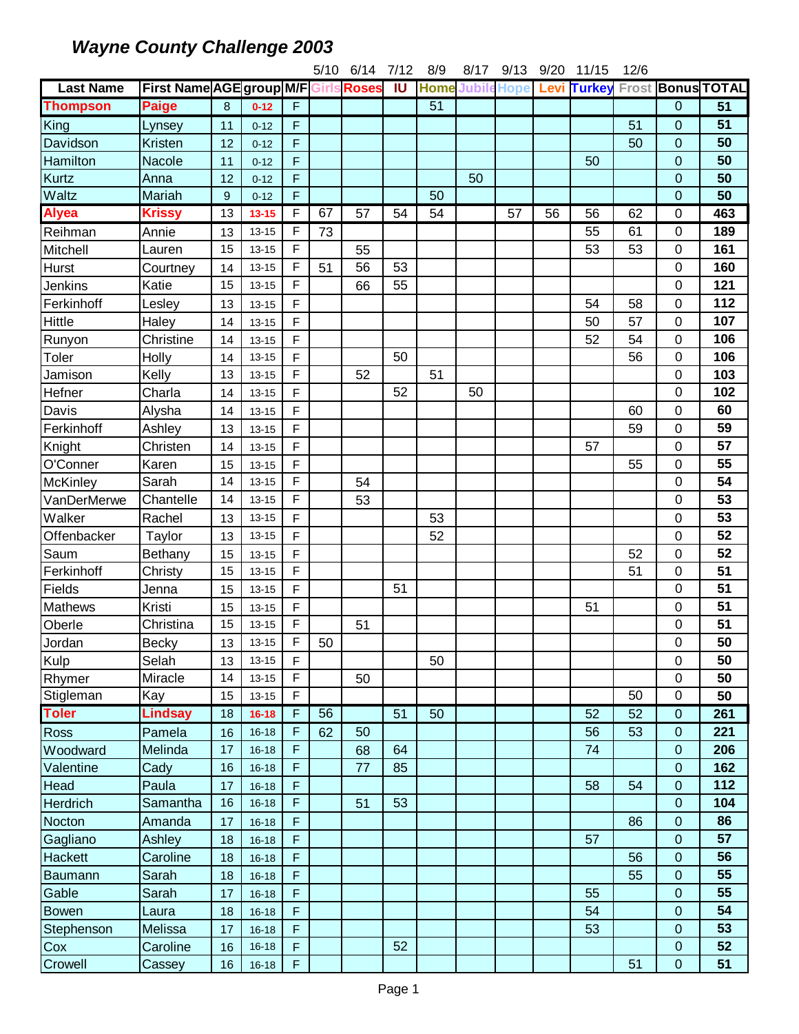# *Wayne County Challenge 2003*

| Last Name | First Name | AGE | group | M/F | Girls 5/10 | Roses 6/14 | IU 7/12 | Home 8/9 | Jubile 8/17 | Hope 9/13 | Levi 9/20 | Turkey 11/15 | Frost 12/6 | Bonus | TOTAL |
|---|---|---|---|---|---|---|---|---|---|---|---|---|---|---|---|
| **Thompson** | **Paige** | 8 | **0-12** | F | | | | 51 | | | | | | 0 | **51** |
| King | Lynsey | 11 | 0-12 | F | | | | | | | | | 51 | 0 | **51** |
| Davidson | Kristen | 12 | 0-12 | F | | | | | | | | | 50 | 0 | **50** |
| Hamilton | Nacole | 11 | 0-12 | F | | | | | | | | 50 | | 0 | **50** |
| Kurtz | Anna | 12 | 0-12 | F | | | | | 50 | | | | | 0 | **50** |
| Waltz | Mariah | 9 | 0-12 | F | | | | 50 | | | | | | 0 | **50** |
| **Alyea** | **Krissy** | 13 | **13-15** | F | 67 | 57 | 54 | 54 | | 57 | 56 | 56 | 62 | 0 | **463** |
| Reihman | Annie | 13 | 13-15 | F | 73 | | | | | | | 55 | 61 | 0 | **189** |
| Mitchell | Lauren | 15 | 13-15 | F | | 55 | | | | | | 53 | 53 | 0 | **161** |
| Hurst | Courtney | 14 | 13-15 | F | 51 | 56 | 53 | | | | | | | 0 | **160** |
| Jenkins | Katie | 15 | 13-15 | F | | 66 | 55 | | | | | | | 0 | **121** |
| Ferkinhoff | Lesley | 13 | 13-15 | F | | | | | | | | 54 | 58 | 0 | **112** |
| Hittle | Haley | 14 | 13-15 | F | | | | | | | | 50 | 57 | 0 | **107** |
| Runyon | Christine | 14 | 13-15 | F | | | | | | | | 52 | 54 | 0 | **106** |
| Toler | Holly | 14 | 13-15 | F | | | 50 | | | | | | 56 | 0 | **106** |
| Jamison | Kelly | 13 | 13-15 | F | | 52 | | 51 | | | | | | 0 | **103** |
| Hefner | Charla | 14 | 13-15 | F | | | 52 | | 50 | | | | | 0 | **102** |
| Davis | Alysha | 14 | 13-15 | F | | | | | | | | | 60 | 0 | **60** |
| Ferkinhoff | Ashley | 13 | 13-15 | F | | | | | | | | | 59 | 0 | **59** |
| Knight | Christen | 14 | 13-15 | F | | | | | | | | 57 | | 0 | **57** |
| O'Conner | Karen | 15 | 13-15 | F | | | | | | | | | 55 | 0 | **55** |
| McKinley | Sarah | 14 | 13-15 | F | | 54 | | | | | | | | 0 | **54** |
| VanDerMerwe | Chantelle | 14 | 13-15 | F | | 53 | | | | | | | | 0 | **53** |
| Walker | Rachel | 13 | 13-15 | F | | | | 53 | | | | | | 0 | **53** |
| Offenbacker | Taylor | 13 | 13-15 | F | | | | 52 | | | | | | 0 | **52** |
| Saum | Bethany | 15 | 13-15 | F | | | | | | | | | 52 | 0 | **52** |
| Ferkinhoff | Christy | 15 | 13-15 | F | | | | | | | | | 51 | 0 | **51** |
| Fields | Jenna | 15 | 13-15 | F | | | 51 | | | | | | | 0 | **51** |
| Mathews | Kristi | 15 | 13-15 | F | | | | | | | | 51 | | 0 | **51** |
| Oberle | Christina | 15 | 13-15 | F | | 51 | | | | | | | | 0 | **51** |
| Jordan | Becky | 13 | 13-15 | F | 50 | | | | | | | | | 0 | **50** |
| Kulp | Selah | 13 | 13-15 | F | | | | 50 | | | | | | 0 | **50** |
| Rhymer | Miracle | 14 | 13-15 | F | | 50 | | | | | | | | 0 | **50** |
| Stigleman | Kay | 15 | 13-15 | F | | | | | | | | | 50 | 0 | **50** |
| **Toler** | **Lindsay** | 18 | **16-18** | F | 56 | | 51 | 50 | | | | 52 | 52 | 0 | **261** |
| Ross | Pamela | 16 | 16-18 | F | 62 | 50 | | | | | | 56 | 53 | 0 | **221** |
| Woodward | Melinda | 17 | 16-18 | F | | 68 | 64 | | | | | 74 | | 0 | **206** |
| Valentine | Cady | 16 | 16-18 | F | | 77 | 85 | | | | | | | 0 | **162** |
| Head | Paula | 17 | 16-18 | F | | | | | | | | 58 | 54 | 0 | **112** |
| Herdrich | Samantha | 16 | 16-18 | F | | 51 | 53 | | | | | | | 0 | **104** |
| Nocton | Amanda | 17 | 16-18 | F | | | | | | | | | 86 | 0 | **86** |
| Gagliano | Ashley | 18 | 16-18 | F | | | | | | | | 57 | | 0 | **57** |
| Hackett | Caroline | 18 | 16-18 | F | | | | | | | | | 56 | 0 | **56** |
| Baumann | Sarah | 18 | 16-18 | F | | | | | | | | | 55 | 0 | **55** |
| Gable | Sarah | 17 | 16-18 | F | | | | | | | | 55 | | 0 | **55** |
| Bowen | Laura | 18 | 16-18 | F | | | | | | | | 54 | | 0 | **54** |
| Stephenson | Melissa | 17 | 16-18 | F | | | | | | | | 53 | | 0 | **53** |
| Cox | Caroline | 16 | 16-18 | F | | | 52 | | | | | | | 0 | **52** |
| Crowell | Cassey | 16 | 16-18 | F | | | | | | | | | 51 | 0 | **51** |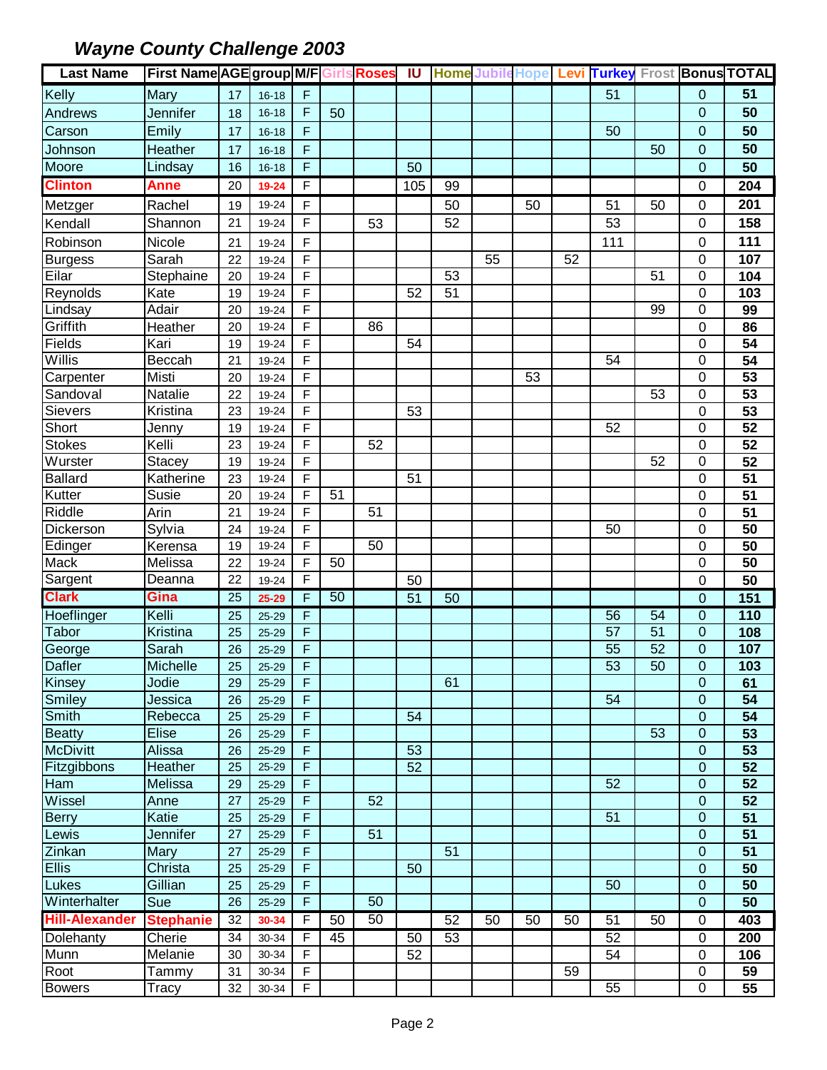## *Wayne County Challenge 2003*

| Last Name | First Name | AGE | group | M/F | Girls | Roses | IU | Home | Jubile | Hope | Levi | Turkey | Frost | Bonus | TOTAL |
|---|---|---|---|---|---|---|---|---|---|---|---|---|---|---|---|
| Kelly | Mary | 17 | 16-18 | F | | | | | | | | 51 | | 0 | **51** |
| Andrews | Jennifer | 18 | 16-18 | F | 50 | | | | | | | | | 0 | **50** |
| Carson | Emily | 17 | 16-18 | F | | | | | | | | 50 | | 0 | **50** |
| Johnson | Heather | 17 | 16-18 | F | | | | | | | | | 50 | 0 | **50** |
| Moore | Lindsay | 16 | 16-18 | F | | | 50 | | | | | | | 0 | **50** |
| **Clinton** | **Anne** | 20 | **19-24** | F | | | 105 | 99 | | | | | | 0 | **204** |
| Metzger | Rachel | 19 | 19-24 | F | | | | 50 | | 50 | | 51 | 50 | 0 | **201** |
| Kendall | Shannon | 21 | 19-24 | F | | 53 | | 52 | | | | 53 | | 0 | **158** |
| Robinson | Nicole | 21 | 19-24 | F | | | | | | | | 111 | | 0 | **111** |
| Burgess | Sarah | 22 | 19-24 | F | | | | | 55 | | 52 | | | 0 | **107** |
| Eilar | Stephaine | 20 | 19-24 | F | | | | 53 | | | | | 51 | 0 | **104** |
| Reynolds | Kate | 19 | 19-24 | F | | | 52 | 51 | | | | | | 0 | **103** |
| Lindsay | Adair | 20 | 19-24 | F | | | | | | | | | 99 | 0 | **99** |
| Griffith | Heather | 20 | 19-24 | F | | 86 | | | | | | | | 0 | **86** |
| Fields | Kari | 19 | 19-24 | F | | | 54 | | | | | | | 0 | **54** |
| Willis | Beccah | 21 | 19-24 | F | | | | | | | | 54 | | 0 | **54** |
| Carpenter | Misti | 20 | 19-24 | F | | | | | | 53 | | | | 0 | **53** |
| Sandoval | Natalie | 22 | 19-24 | F | | | | | | | | | 53 | 0 | **53** |
| Sievers | Kristina | 23 | 19-24 | F | | | 53 | | | | | | | 0 | **53** |
| Short | Jenny | 19 | 19-24 | F | | | | | | | | 52 | | 0 | **52** |
| Stokes | Kelli | 23 | 19-24 | F | | 52 | | | | | | | | 0 | **52** |
| Wurster | Stacey | 19 | 19-24 | F | | | | | | | | | 52 | 0 | **52** |
| Ballard | Katherine | 23 | 19-24 | F | | | 51 | | | | | | | 0 | **51** |
| Kutter | Susie | 20 | 19-24 | F | 51 | | | | | | | | | 0 | **51** |
| Riddle | Arin | 21 | 19-24 | F | | 51 | | | | | | | | 0 | **51** |
| Dickerson | Sylvia | 24 | 19-24 | F | | | | | | | | 50 | | 0 | **50** |
| Edinger | Kerensa | 19 | 19-24 | F | | 50 | | | | | | | | 0 | **50** |
| Mack | Melissa | 22 | 19-24 | F | 50 | | | | | | | | | 0 | **50** |
| Sargent | Deanna | 22 | 19-24 | F | | | 50 | | | | | | | 0 | **50** |
| **Clark** | **Gina** | 25 | **25-29** | F | 50 | | 51 | 50 | | | | | | 0 | **151** |
| Hoeflinger | Kelli | 25 | 25-29 | F | | | | | | | | 56 | 54 | 0 | **110** |
| Tabor | Kristina | 25 | 25-29 | F | | | | | | | | 57 | 51 | 0 | **108** |
| George | Sarah | 26 | 25-29 | F | | | | | | | | 55 | 52 | 0 | **107** |
| Dafler | Michelle | 25 | 25-29 | F | | | | | | | | 53 | 50 | 0 | **103** |
| Kinsey | Jodie | 29 | 25-29 | F | | | | 61 | | | | | | 0 | **61** |
| Smiley | Jessica | 26 | 25-29 | F | | | | | | | | 54 | | 0 | **54** |
| Smith | Rebecca | 25 | 25-29 | F | | | 54 | | | | | | | 0 | **54** |
| Beatty | Elise | 26 | 25-29 | F | | | | | | | | | 53 | 0 | **53** |
| McDivitt | Alissa | 26 | 25-29 | F | | | 53 | | | | | | | 0 | **53** |
| Fitzgibbons | Heather | 25 | 25-29 | F | | | 52 | | | | | | | 0 | **52** |
| Ham | Melissa | 29 | 25-29 | F | | | | | | | | 52 | | 0 | **52** |
| Wissel | Anne | 27 | 25-29 | F | | 52 | | | | | | | | 0 | **52** |
| Berry | Katie | 25 | 25-29 | F | | | | | | | | 51 | | 0 | **51** |
| Lewis | Jennifer | 27 | 25-29 | F | | 51 | | | | | | | | 0 | **51** |
| Zinkan | Mary | 27 | 25-29 | F | | | | 51 | | | | | | 0 | **51** |
| Ellis | Christa | 25 | 25-29 | F | | | 50 | | | | | | | 0 | **50** |
| Lukes | Gillian | 25 | 25-29 | F | | | | | | | | 50 | | 0 | **50** |
| Winterhalter | Sue | 26 | 25-29 | F | | 50 | | | | | | | | 0 | **50** |
| **Hill-Alexander** | **Stephanie** | 32 | **30-34** | F | 50 | 50 | | 52 | 50 | 50 | 50 | 51 | 50 | 0 | **403** |
| Dolehanty | Cherie | 34 | 30-34 | F | 45 | | 50 | 53 | | | | 52 | | 0 | **200** |
| Munn | Melanie | 30 | 30-34 | F | | | 52 | | | | | 54 | | 0 | **106** |
| Root | Tammy | 31 | 30-34 | F | | | | | | | 59 | | | 0 | **59** |
| Bowers | Tracy | 32 | 30-34 | F | | | | | | | | 55 | | 0 | **55** |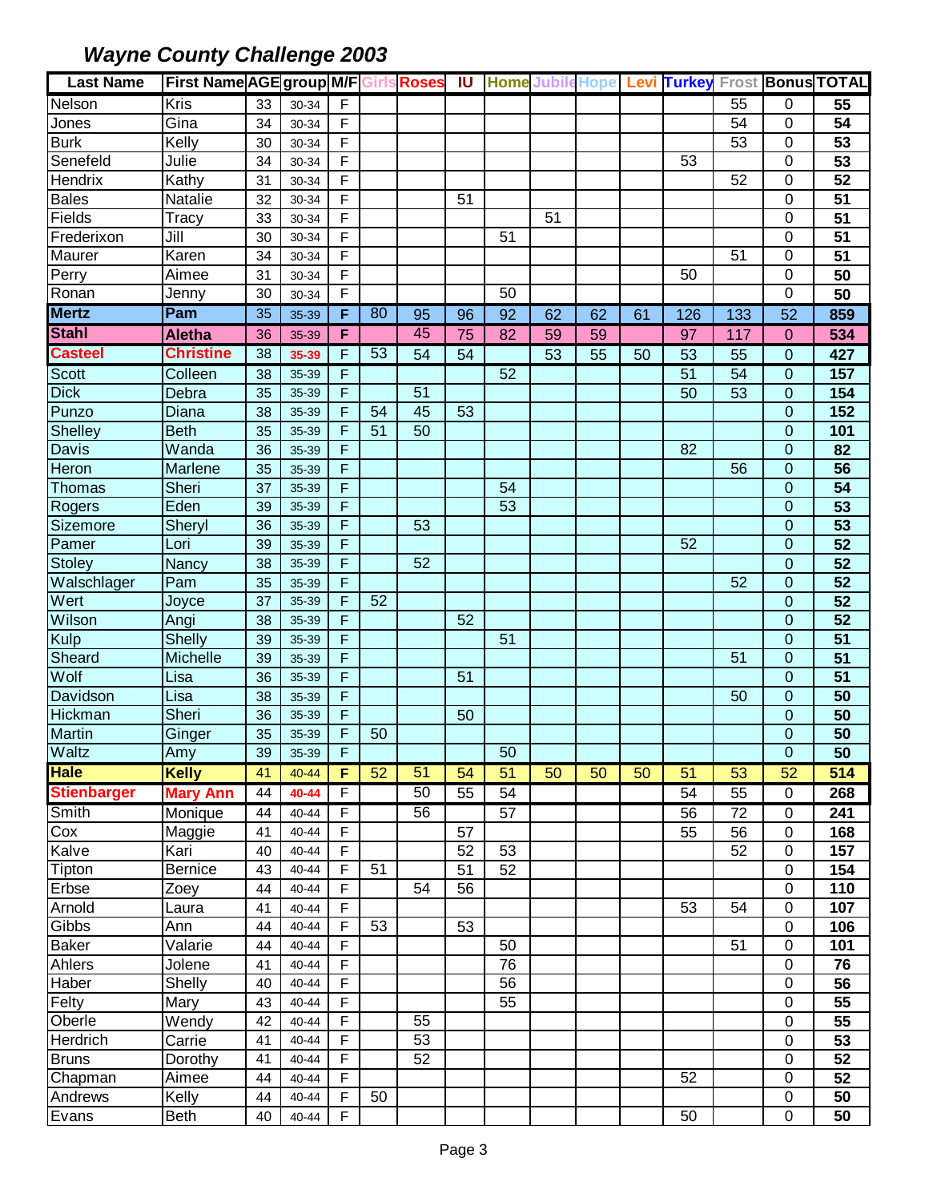## *Wayne County Challenge 2003*

| Last Name | First Name | AGE | group | M/F | Girls | Roses | IU | Home | Jubile | Hope | Levi | Turkey | Frost | Bonus | TOTAL |
|---|---|---|---|---|---|---|---|---|---|---|---|---|---|---|---|
| Nelson | Kris | 33 | 30-34 | F | | | | | | | | | 55 | 0 | **55** |
| Jones | Gina | 34 | 30-34 | F | | | | | | | | | 54 | 0 | **54** |
| Burk | Kelly | 30 | 30-34 | F | | | | | | | | | 53 | 0 | **53** |
| Senefeld | Julie | 34 | 30-34 | F | | | | | | | | 53 | | 0 | **53** |
| Hendrix | Kathy | 31 | 30-34 | F | | | | | | | | | 52 | 0 | **52** |
| Bales | Natalie | 32 | 30-34 | F | | | 51 | | | | | | | 0 | **51** |
| Fields | Tracy | 33 | 30-34 | F | | | | | 51 | | | | | 0 | **51** |
| Frederixon | Jill | 30 | 30-34 | F | | | | 51 | | | | | | 0 | **51** |
| Maurer | Karen | 34 | 30-34 | F | | | | | | | | | 51 | 0 | **51** |
| Perry | Aimee | 31 | 30-34 | F | | | | | | | | 50 | | 0 | **50** |
| Ronan | Jenny | 30 | 30-34 | F | | | | 50 | | | | | | 0 | **50** |
| **Mertz** | **Pam** | 35 | 35-39 | **F** | 80 | 95 | 96 | 92 | 62 | 62 | 61 | 126 | 133 | 52 | **859** |
| **Stahl** | **Aletha** | 36 | 35-39 | **F** | | 45 | 75 | 82 | 59 | 59 | | 97 | 117 | 0 | **534** |
| **Casteel** | **Christine** | 38 | **35-39** | F | 53 | 54 | 54 | | 53 | 55 | 50 | 53 | 55 | 0 | **427** |
| Scott | Colleen | 38 | 35-39 | F | | | | 52 | | | | 51 | 54 | 0 | **157** |
| Dick | Debra | 35 | 35-39 | F | | 51 | | | | | | 50 | 53 | 0 | **154** |
| Punzo | Diana | 38 | 35-39 | F | 54 | 45 | 53 | | | | | | | 0 | **152** |
| Shelley | Beth | 35 | 35-39 | F | 51 | 50 | | | | | | | | 0 | **101** |
| Davis | Wanda | 36 | 35-39 | F | | | | | | | | 82 | | 0 | **82** |
| Heron | Marlene | 35 | 35-39 | F | | | | | | | | | 56 | 0 | **56** |
| Thomas | Sheri | 37 | 35-39 | F | | | | 54 | | | | | | 0 | **54** |
| Rogers | Eden | 39 | 35-39 | F | | | | 53 | | | | | | 0 | **53** |
| Sizemore | Sheryl | 36 | 35-39 | F | | 53 | | | | | | | | 0 | **53** |
| Pamer | Lori | 39 | 35-39 | F | | | | | | | | 52 | | 0 | **52** |
| Stoley | Nancy | 38 | 35-39 | F | | 52 | | | | | | | | 0 | **52** |
| Walschlager | Pam | 35 | 35-39 | F | | | | | | | | | 52 | 0 | **52** |
| Wert | Joyce | 37 | 35-39 | F | 52 | | | | | | | | | 0 | **52** |
| Wilson | Angi | 38 | 35-39 | F | | | 52 | | | | | | | 0 | **52** |
| Kulp | Shelly | 39 | 35-39 | F | | | | 51 | | | | | | 0 | **51** |
| Sheard | Michelle | 39 | 35-39 | F | | | | | | | | | 51 | 0 | **51** |
| Wolf | Lisa | 36 | 35-39 | F | | | 51 | | | | | | | 0 | **51** |
| Davidson | Lisa | 38 | 35-39 | F | | | | | | | | | 50 | 0 | **50** |
| Hickman | Sheri | 36 | 35-39 | F | | | 50 | | | | | | | 0 | **50** |
| Martin | Ginger | 35 | 35-39 | F | 50 | | | | | | | | | 0 | **50** |
| Waltz | Amy | 39 | 35-39 | F | | | | 50 | | | | | | 0 | **50** |
| **Hale** | **Kelly** | 41 | 40-44 | **F** | 52 | 51 | 54 | 51 | 50 | 50 | 50 | 51 | 53 | 52 | **514** |
| **Stienbarger** | **Mary Ann** | 44 | **40-44** | F | | 50 | 55 | 54 | | | | 54 | 55 | 0 | **268** |
| Smith | Monique | 44 | 40-44 | F | | 56 | | 57 | | | | 56 | 72 | 0 | **241** |
| Cox | Maggie | 41 | 40-44 | F | | | 57 | | | | | 55 | 56 | 0 | **168** |
| Kalve | Kari | 40 | 40-44 | F | | | 52 | 53 | | | | | 52 | 0 | **157** |
| Tipton | Bernice | 43 | 40-44 | F | 51 | | 51 | 52 | | | | | | 0 | **154** |
| Erbse | Zoey | 44 | 40-44 | F | | 54 | 56 | | | | | | | 0 | **110** |
| Arnold | Laura | 41 | 40-44 | F | | | | | | | | 53 | 54 | 0 | **107** |
| Gibbs | Ann | 44 | 40-44 | F | 53 | | 53 | | | | | | | 0 | **106** |
| Baker | Valarie | 44 | 40-44 | F | | | | 50 | | | | | 51 | 0 | **101** |
| Ahlers | Jolene | 41 | 40-44 | F | | | | 76 | | | | | | 0 | **76** |
| Haber | Shelly | 40 | 40-44 | F | | | | 56 | | | | | | 0 | **56** |
| Felty | Mary | 43 | 40-44 | F | | | | 55 | | | | | | 0 | **55** |
| Oberle | Wendy | 42 | 40-44 | F | | 55 | | | | | | | | 0 | **55** |
| Herdrich | Carrie | 41 | 40-44 | F | | 53 | | | | | | | | 0 | **53** |
| Bruns | Dorothy | 41 | 40-44 | F | | 52 | | | | | | | | 0 | **52** |
| Chapman | Aimee | 44 | 40-44 | F | | | | | | | | 52 | | 0 | **52** |
| Andrews | Kelly | 44 | 40-44 | F | 50 | | | | | | | | | 0 | **50** |
| Evans | Beth | 40 | 40-44 | F | | | | | | | | 50 | | 0 | **50** |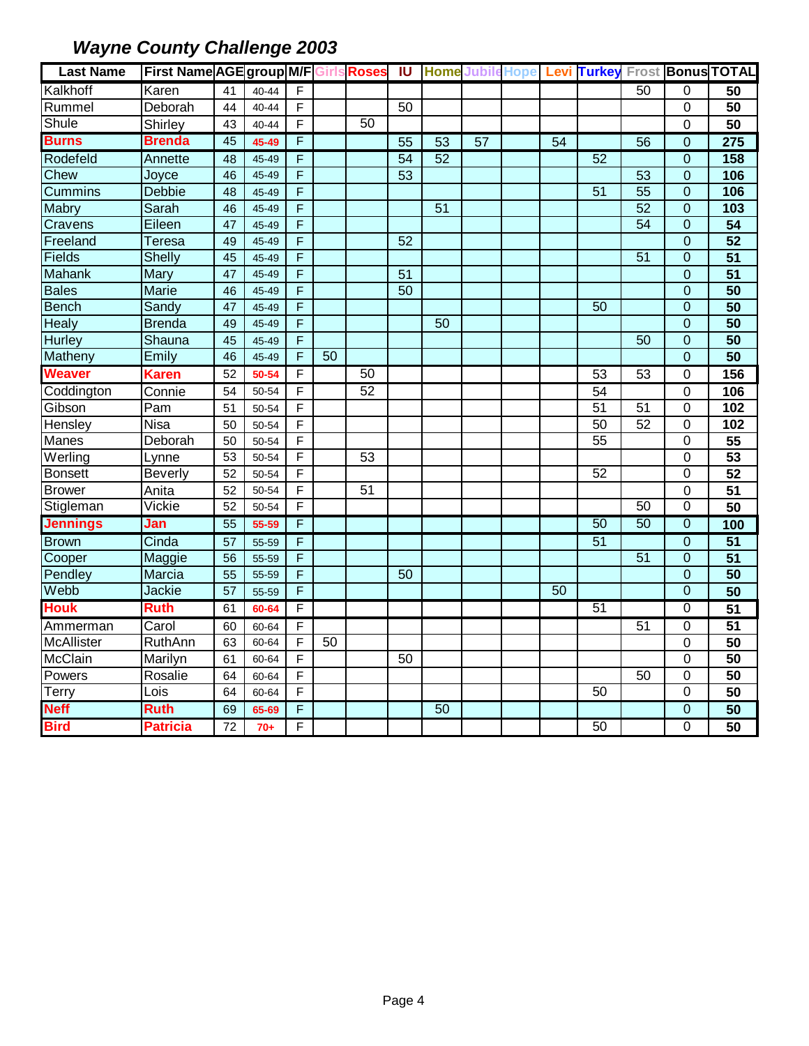### *Wayne County Challenge 2003*

| Last Name | First Name | AGE | group | M/F | Girls | Roses | IU | Home | Jubile | Hope | Levi | Turkey | Frost | Bonus | TOTAL |
|---|---|---|---|---|---|---|---|---|---|---|---|---|---|---|---|
| Kalkhoff | Karen | 41 | 40-44 | F | | | | | | | | | 50 | 0 | **50** |
| Rummel | Deborah | 44 | 40-44 | F | | | 50 | | | | | | | 0 | **50** |
| Shule | Shirley | 43 | 40-44 | F | | 50 | | | | | | | | 0 | **50** |
| **Burns** | **Brenda** | 45 | **45-49** | F | | | 55 | 53 | 57 | | 54 | | 56 | 0 | **275** |
| Rodefeld | Annette | 48 | 45-49 | F | | | 54 | 52 | | | | 52 | | 0 | **158** |
| Chew | Joyce | 46 | 45-49 | F | | | 53 | | | | | | 53 | 0 | **106** |
| Cummins | Debbie | 48 | 45-49 | F | | | | | | | | 51 | 55 | 0 | **106** |
| Mabry | Sarah | 46 | 45-49 | F | | | | 51 | | | | | 52 | 0 | **103** |
| Cravens | Eileen | 47 | 45-49 | F | | | | | | | | | 54 | 0 | **54** |
| Freeland | Teresa | 49 | 45-49 | F | | | 52 | | | | | | | 0 | **52** |
| Fields | Shelly | 45 | 45-49 | F | | | | | | | | | 51 | 0 | **51** |
| Mahank | Mary | 47 | 45-49 | F | | | 51 | | | | | | | 0 | **51** |
| Bales | Marie | 46 | 45-49 | F | | | 50 | | | | | | | 0 | **50** |
| Bench | Sandy | 47 | 45-49 | F | | | | | | | | 50 | | 0 | **50** |
| Healy | Brenda | 49 | 45-49 | F | | | | 50 | | | | | | 0 | **50** |
| Hurley | Shauna | 45 | 45-49 | F | | | | | | | | | 50 | 0 | **50** |
| Matheny | Emily | 46 | 45-49 | F | 50 | | | | | | | | | 0 | **50** |
| **Weaver** | **Karen** | 52 | **50-54** | F | | 50 | | | | | | 53 | 53 | 0 | **156** |
| Coddington | Connie | 54 | 50-54 | F | | 52 | | | | | | 54 | | 0 | **106** |
| Gibson | Pam | 51 | 50-54 | F | | | | | | | | 51 | 51 | 0 | **102** |
| Hensley | Nisa | 50 | 50-54 | F | | | | | | | | 50 | 52 | 0 | **102** |
| Manes | Deborah | 50 | 50-54 | F | | | | | | | | 55 | | 0 | **55** |
| Werling | Lynne | 53 | 50-54 | F | | 53 | | | | | | | | 0 | **53** |
| Bonsett | Beverly | 52 | 50-54 | F | | | | | | | | 52 | | 0 | **52** |
| Brower | Anita | 52 | 50-54 | F | | 51 | | | | | | | | 0 | **51** |
| Stigleman | Vickie | 52 | 50-54 | F | | | | | | | | | 50 | 0 | **50** |
| **Jennings** | **Jan** | 55 | **55-59** | F | | | | | | | | 50 | 50 | 0 | **100** |
| Brown | Cinda | 57 | 55-59 | F | | | | | | | | 51 | | 0 | **51** |
| Cooper | Maggie | 56 | 55-59 | F | | | | | | | | | 51 | 0 | **51** |
| Pendley | Marcia | 55 | 55-59 | F | | | 50 | | | | | | | 0 | **50** |
| Webb | Jackie | 57 | 55-59 | F | | | | | | | 50 | | | 0 | **50** |
| **Houk** | **Ruth** | 61 | **60-64** | F | | | | | | | | 51 | | 0 | **51** |
| Ammerman | Carol | 60 | 60-64 | F | | | | | | | | | 51 | 0 | **51** |
| McAllister | RuthAnn | 63 | 60-64 | F | 50 | | | | | | | | | 0 | **50** |
| McClain | Marilyn | 61 | 60-64 | F | | | 50 | | | | | | | 0 | **50** |
| Powers | Rosalie | 64 | 60-64 | F | | | | | | | | | 50 | 0 | **50** |
| Terry | Lois | 64 | 60-64 | F | | | | | | | | 50 | | 0 | **50** |
| **Neff** | **Ruth** | 69 | **65-69** | F | | | | 50 | | | | | | 0 | **50** |
| **Bird** | **Patricia** | 72 | **70+** | F | | | | | | | | 50 | | 0 | **50** |